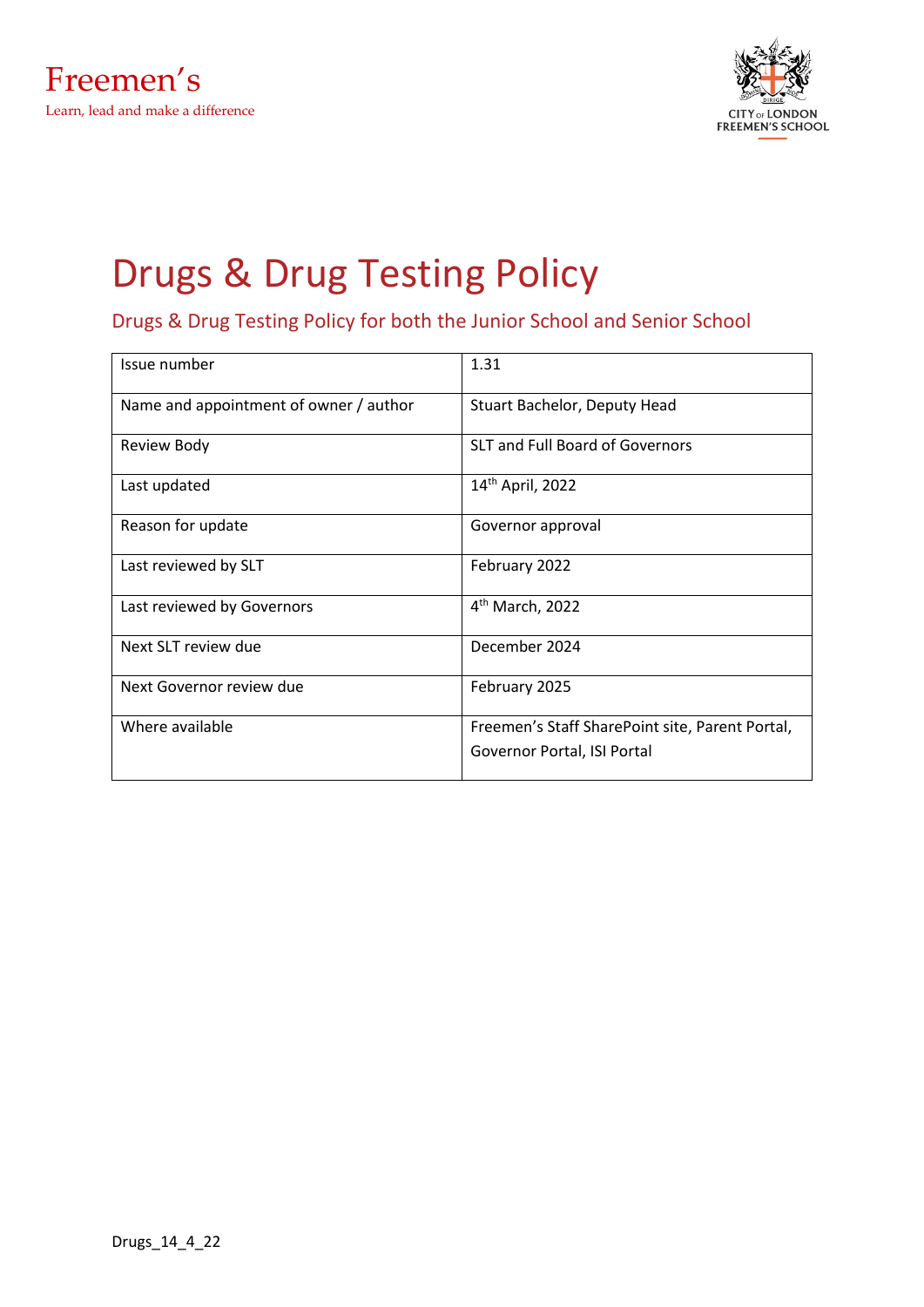Freemen's

Learn, lead and make a difference

CITY OF LONDON FREEMEN'S SCHOOL

# Drugs & Drug Testing Policy

## Drugs & Drug Testing Policy for both the Junior School and Senior School

| Issue number | 1.31 |
|---|---|
| Name and appointment of owner / author | Stuart Bachelor, Deputy Head |
| Review Body | SLT and Full Board of Governors |
| Last updated | 14th April, 2022 |
| Reason for update | Governor approval |
| Last reviewed by SLT | February 2022 |
| Last reviewed by Governors | 4th March, 2022 |
| Next SLT review due | December 2024 |
| Next Governor review due | February 2025 |
| Where available | Freemen's Staff SharePoint site, Parent Portal, Governor Portal, ISI Portal |

Drugs_14_4_22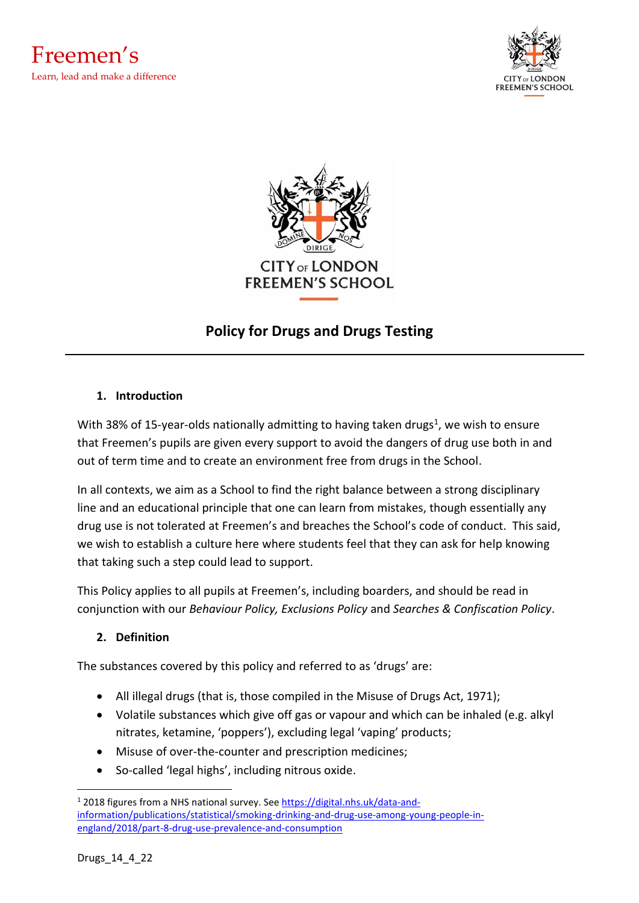# Policy for Drugs and Drugs Testing

## 1. Introduction

With 38% of 15-year-olds nationally admitting to having taken drugs[1], we wish to ensure that Freemen's pupils are given every support to avoid the dangers of drug use both in and out of term time and to create an environment free from drugs in the School.

In all contexts, we aim as a School to find the right balance between a strong disciplinary line and an educational principle that one can learn from mistakes, though essentially any drug use is not tolerated at Freemen's and breaches the School's code of conduct. This said, we wish to establish a culture here where students feel that they can ask for help knowing that taking such a step could lead to support.

This Policy applies to all pupils at Freemen's, including boarders, and should be read in conjunction with our *Behaviour Policy, Exclusions Policy* and *Searches & Confiscation Policy*.

## 2. Definition

The substances covered by this policy and referred to as 'drugs' are:

- All illegal drugs (that is, those compiled in the Misuse of Drugs Act, 1971);
- Volatile substances which give off gas or vapour and which can be inhaled (e.g. alkyl nitrates, ketamine, 'poppers'), excluding legal 'vaping' products;
- Misuse of over-the-counter and prescription medicines;
- So-called 'legal highs', including nitrous oxide.

---

[1] 2018 figures from a NHS national survey. See https://digital.nhs.uk/data-and-information/publications/statistical/smoking-drinking-and-drug-use-among-young-people-in-england/2018/part-8-drug-use-prevalence-and-consumption

Drugs_14_4_22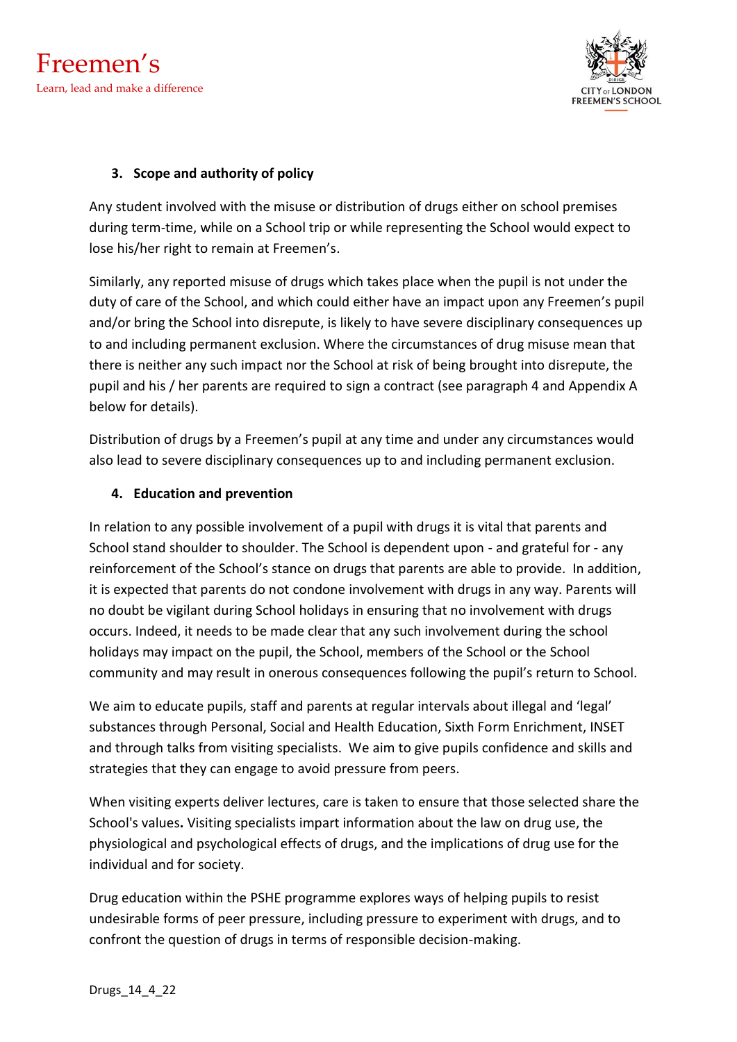## 3. Scope and authority of policy

Any student involved with the misuse or distribution of drugs either on school premises during term-time, while on a School trip or while representing the School would expect to lose his/her right to remain at Freemen's.

Similarly, any reported misuse of drugs which takes place when the pupil is not under the duty of care of the School, and which could either have an impact upon any Freemen's pupil and/or bring the School into disrepute, is likely to have severe disciplinary consequences up to and including permanent exclusion. Where the circumstances of drug misuse mean that there is neither any such impact nor the School at risk of being brought into disrepute, the pupil and his / her parents are required to sign a contract (see paragraph 4 and Appendix A below for details).

Distribution of drugs by a Freemen's pupil at any time and under any circumstances would also lead to severe disciplinary consequences up to and including permanent exclusion.

## 4. Education and prevention

In relation to any possible involvement of a pupil with drugs it is vital that parents and School stand shoulder to shoulder. The School is dependent upon - and grateful for - any reinforcement of the School's stance on drugs that parents are able to provide. In addition, it is expected that parents do not condone involvement with drugs in any way. Parents will no doubt be vigilant during School holidays in ensuring that no involvement with drugs occurs. Indeed, it needs to be made clear that any such involvement during the school holidays may impact on the pupil, the School, members of the School or the School community and may result in onerous consequences following the pupil's return to School.

We aim to educate pupils, staff and parents at regular intervals about illegal and 'legal' substances through Personal, Social and Health Education, Sixth Form Enrichment, INSET and through talks from visiting specialists. We aim to give pupils confidence and skills and strategies that they can engage to avoid pressure from peers.

When visiting experts deliver lectures, care is taken to ensure that those selected share the School's values**.** Visiting specialists impart information about the law on drug use, the physiological and psychological effects of drugs, and the implications of drug use for the individual and for society.

Drug education within the PSHE programme explores ways of helping pupils to resist undesirable forms of peer pressure, including pressure to experiment with drugs, and to confront the question of drugs in terms of responsible decision-making.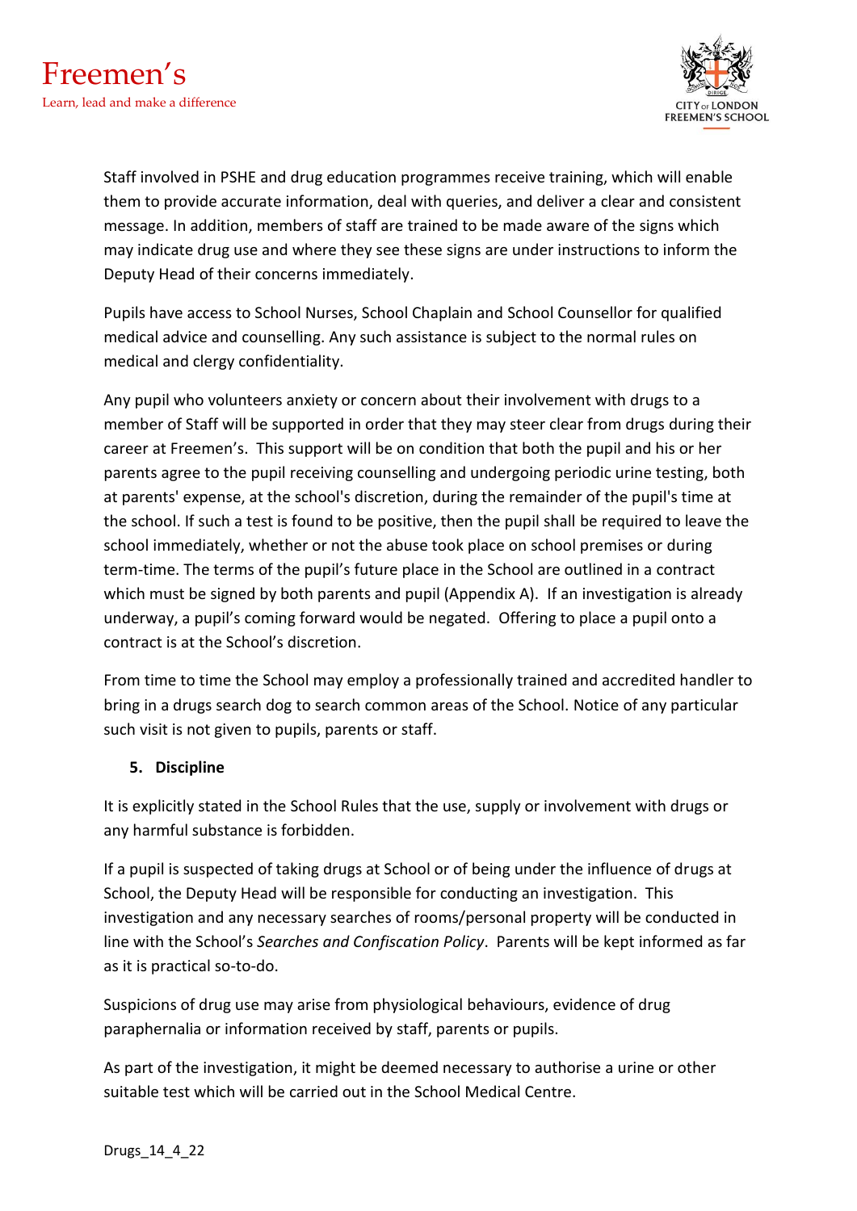Staff involved in PSHE and drug education programmes receive training, which will enable them to provide accurate information, deal with queries, and deliver a clear and consistent message. In addition, members of staff are trained to be made aware of the signs which may indicate drug use and where they see these signs are under instructions to inform the Deputy Head of their concerns immediately.

Pupils have access to School Nurses, School Chaplain and School Counsellor for qualified medical advice and counselling. Any such assistance is subject to the normal rules on medical and clergy confidentiality.

Any pupil who volunteers anxiety or concern about their involvement with drugs to a member of Staff will be supported in order that they may steer clear from drugs during their career at Freemen's. This support will be on condition that both the pupil and his or her parents agree to the pupil receiving counselling and undergoing periodic urine testing, both at parents' expense, at the school's discretion, during the remainder of the pupil's time at the school. If such a test is found to be positive, then the pupil shall be required to leave the school immediately, whether or not the abuse took place on school premises or during term-time. The terms of the pupil's future place in the School are outlined in a contract which must be signed by both parents and pupil (Appendix A). If an investigation is already underway, a pupil's coming forward would be negated. Offering to place a pupil onto a contract is at the School's discretion.

From time to time the School may employ a professionally trained and accredited handler to bring in a drugs search dog to search common areas of the School. Notice of any particular such visit is not given to pupils, parents or staff.

## 5. Discipline

It is explicitly stated in the School Rules that the use, supply or involvement with drugs or any harmful substance is forbidden.

If a pupil is suspected of taking drugs at School or of being under the influence of drugs at School, the Deputy Head will be responsible for conducting an investigation. This investigation and any necessary searches of rooms/personal property will be conducted in line with the School's *Searches and Confiscation Policy*. Parents will be kept informed as far as it is practical so-to-do.

Suspicions of drug use may arise from physiological behaviours, evidence of drug paraphernalia or information received by staff, parents or pupils.

As part of the investigation, it might be deemed necessary to authorise a urine or other suitable test which will be carried out in the School Medical Centre.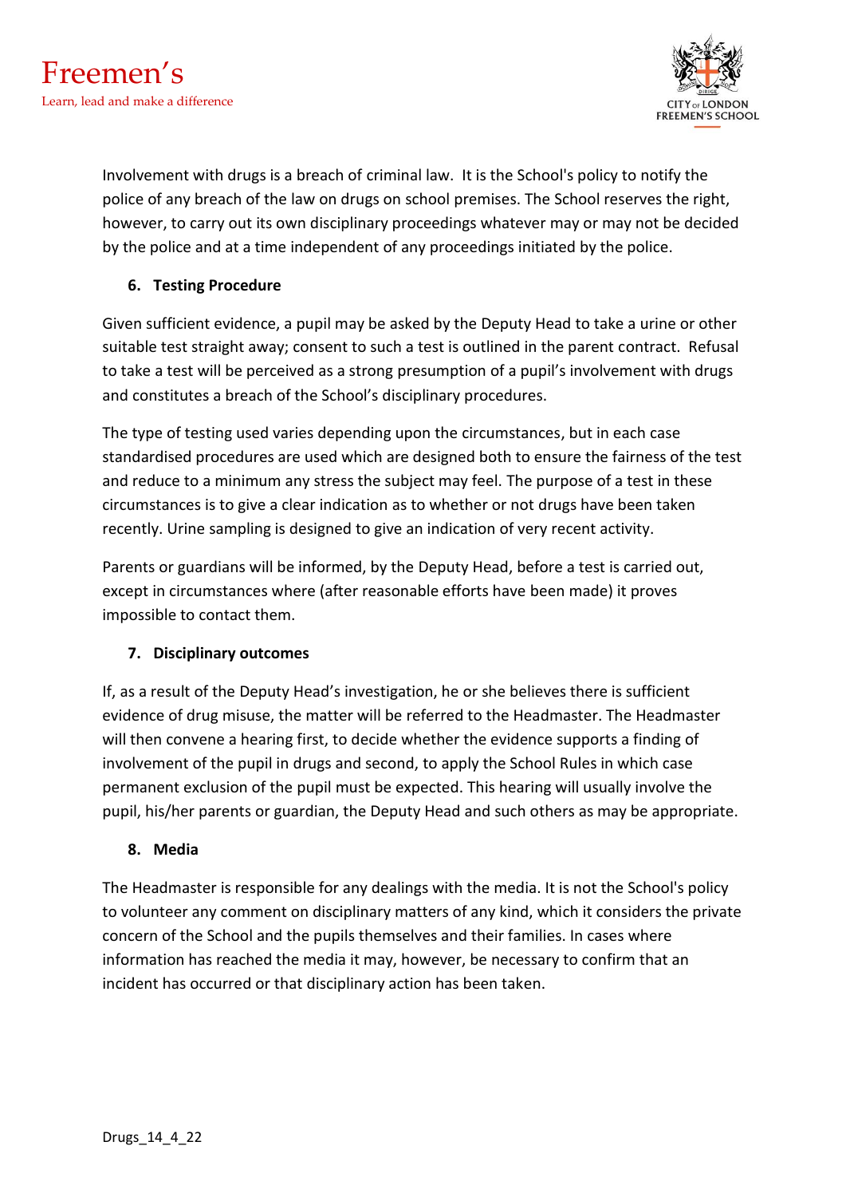Involvement with drugs is a breach of criminal law. It is the School's policy to notify the police of any breach of the law on drugs on school premises. The School reserves the right, however, to carry out its own disciplinary proceedings whatever may or may not be decided by the police and at a time independent of any proceedings initiated by the police.

## 6. Testing Procedure

Given sufficient evidence, a pupil may be asked by the Deputy Head to take a urine or other suitable test straight away; consent to such a test is outlined in the parent contract. Refusal to take a test will be perceived as a strong presumption of a pupil's involvement with drugs and constitutes a breach of the School's disciplinary procedures.

The type of testing used varies depending upon the circumstances, but in each case standardised procedures are used which are designed both to ensure the fairness of the test and reduce to a minimum any stress the subject may feel. The purpose of a test in these circumstances is to give a clear indication as to whether or not drugs have been taken recently. Urine sampling is designed to give an indication of very recent activity.

Parents or guardians will be informed, by the Deputy Head, before a test is carried out, except in circumstances where (after reasonable efforts have been made) it proves impossible to contact them.

## 7. Disciplinary outcomes

If, as a result of the Deputy Head's investigation, he or she believes there is sufficient evidence of drug misuse, the matter will be referred to the Headmaster. The Headmaster will then convene a hearing first, to decide whether the evidence supports a finding of involvement of the pupil in drugs and second, to apply the School Rules in which case permanent exclusion of the pupil must be expected. This hearing will usually involve the pupil, his/her parents or guardian, the Deputy Head and such others as may be appropriate.

## 8. Media

The Headmaster is responsible for any dealings with the media. It is not the School's policy to volunteer any comment on disciplinary matters of any kind, which it considers the private concern of the School and the pupils themselves and their families. In cases where information has reached the media it may, however, be necessary to confirm that an incident has occurred or that disciplinary action has been taken.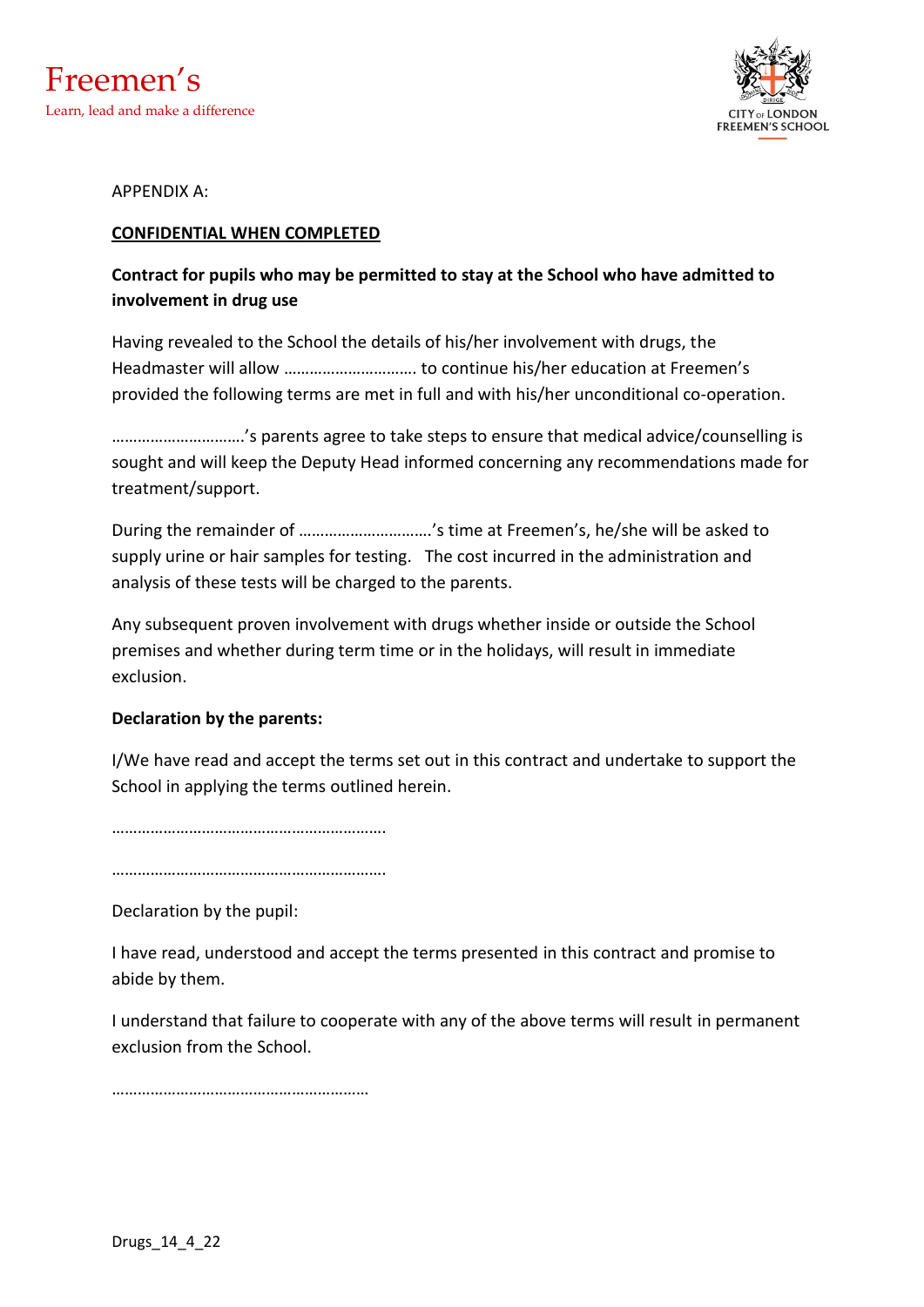APPENDIX A:

**CONFIDENTIAL WHEN COMPLETED**

**Contract for pupils who may be permitted to stay at the School who have admitted to involvement in drug use**

Having revealed to the School the details of his/her involvement with drugs, the Headmaster will allow ………………………… to continue his/her education at Freemen's provided the following terms are met in full and with his/her unconditional co-operation.

…………………………'s parents agree to take steps to ensure that medical advice/counselling is sought and will keep the Deputy Head informed concerning any recommendations made for treatment/support.

During the remainder of …………………………'s time at Freemen's, he/she will be asked to supply urine or hair samples for testing. The cost incurred in the administration and analysis of these tests will be charged to the parents.

Any subsequent proven involvement with drugs whether inside or outside the School premises and whether during term time or in the holidays, will result in immediate exclusion.

**Declaration by the parents:**

I/We have read and accept the terms set out in this contract and undertake to support the School in applying the terms outlined herein.

……………………………………………………

……………………………………………………

Declaration by the pupil:

I have read, understood and accept the terms presented in this contract and promise to abide by them.

I understand that failure to cooperate with any of the above terms will result in permanent exclusion from the School.

……………………………………………………

Drugs_14_4_22